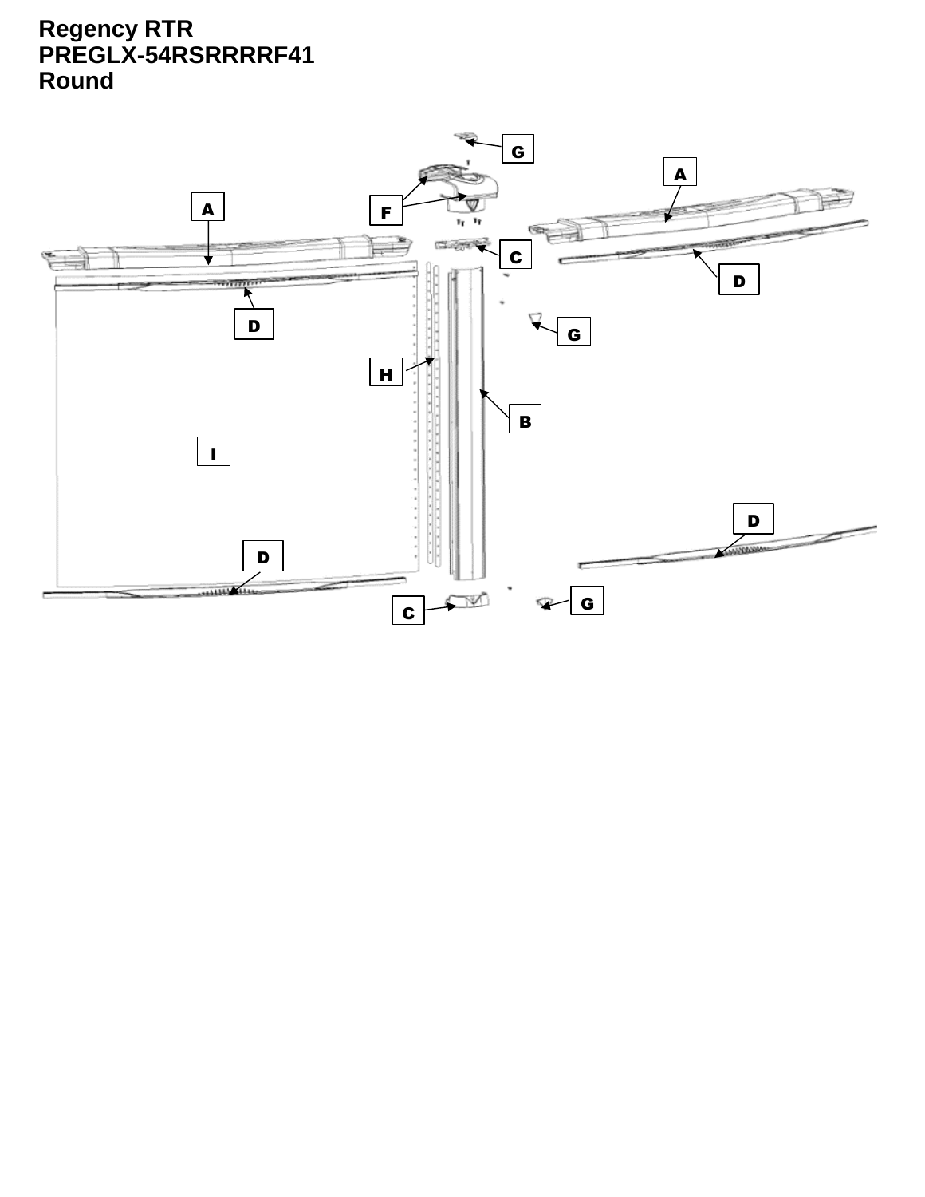# Regency RTR
# PREGLX-54RSRRRRF41
# Round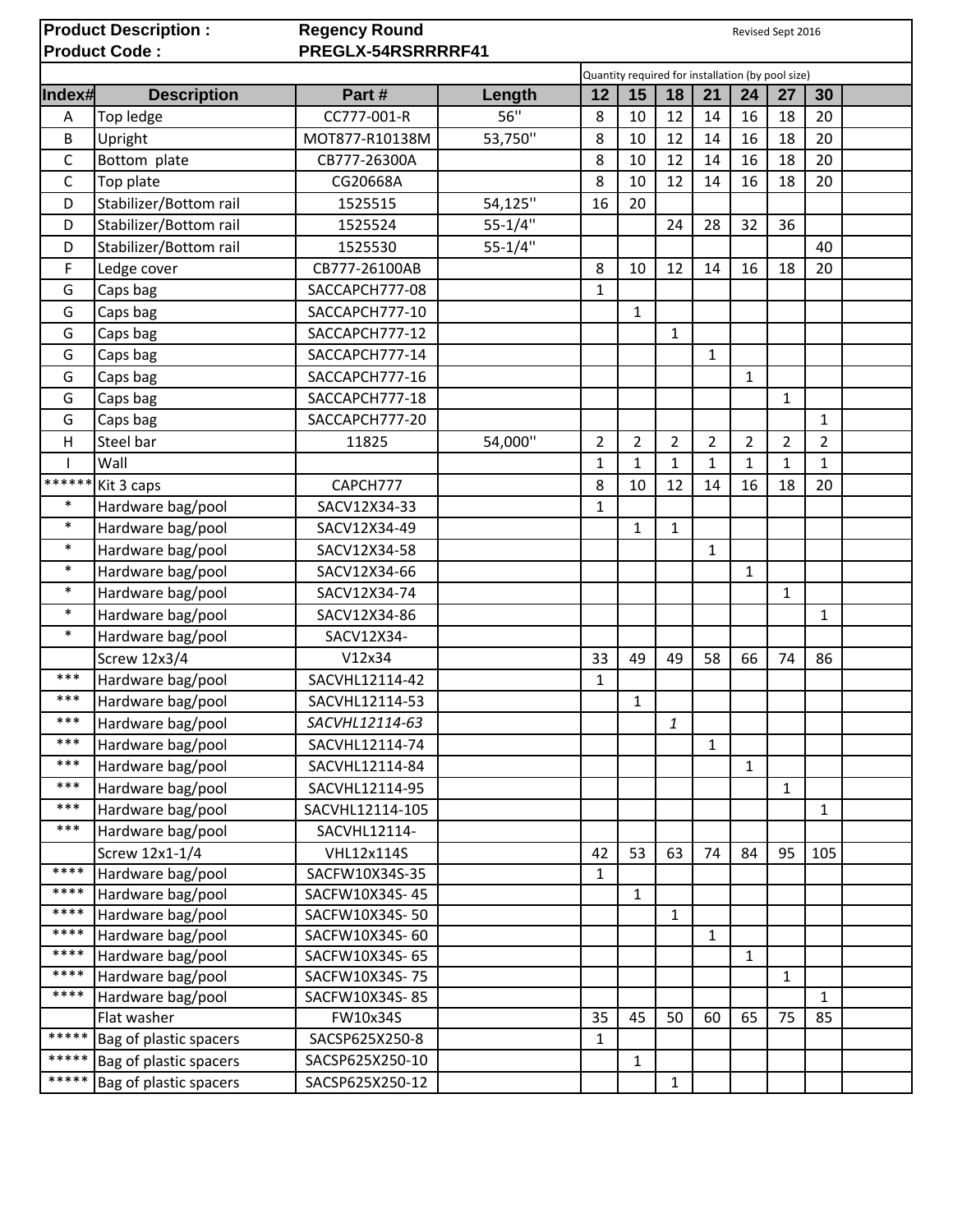**Product Description :** **Regency Round** Revised Sept 2016

**Product Code :** **PREGLX-54RSRRRRF41**

| | | | | Quantity required for installation (by pool size) | | | | | | | |
|---|---|---|---|---|---|---|---|---|---|---|---|
| **Index#** | **Description** | **Part #** | **Length** | **12** | **15** | **18** | **21** | **24** | **27** | **30** | |
| A | Top ledge | CC777-001-R | 56'' | 8 | 10 | 12 | 14 | 16 | 18 | 20 | |
| B | Upright | MOT877-R10138M | 53,750'' | 8 | 10 | 12 | 14 | 16 | 18 | 20 | |
| C | Bottom plate | CB777-26300A | | 8 | 10 | 12 | 14 | 16 | 18 | 20 | |
| C | Top plate | CG20668A | | 8 | 10 | 12 | 14 | 16 | 18 | 20 | |
| D | Stabilizer/Bottom rail | 1525515 | 54,125'' | 16 | 20 | | | | | | |
| D | Stabilizer/Bottom rail | 1525524 | 55-1/4'' | | | 24 | 28 | 32 | 36 | | |
| D | Stabilizer/Bottom rail | 1525530 | 55-1/4'' | | | | | | | 40 | |
| F | Ledge cover | CB777-26100AB | | 8 | 10 | 12 | 14 | 16 | 18 | 20 | |
| G | Caps bag | SACCAPCH777-08 | | 1 | | | | | | | |
| G | Caps bag | SACCAPCH777-10 | | | 1 | | | | | | |
| G | Caps bag | SACCAPCH777-12 | | | | 1 | | | | | |
| G | Caps bag | SACCAPCH777-14 | | | | | 1 | | | | |
| G | Caps bag | SACCAPCH777-16 | | | | | | 1 | | | |
| G | Caps bag | SACCAPCH777-18 | | | | | | | 1 | | |
| G | Caps bag | SACCAPCH777-20 | | | | | | | | 1 | |
| H | Steel bar | 11825 | 54,000'' | 2 | 2 | 2 | 2 | 2 | 2 | 2 | |
| I | Wall | | | 1 | 1 | 1 | 1 | 1 | 1 | 1 | |
| ****** | Kit 3 caps | CAPCH777 | | 8 | 10 | 12 | 14 | 16 | 18 | 20 | |
| * | Hardware bag/pool | SACV12X34-33 | | 1 | | | | | | | |
| * | Hardware bag/pool | SACV12X34-49 | | | 1 | 1 | | | | | |
| * | Hardware bag/pool | SACV12X34-58 | | | | | 1 | | | | |
| * | Hardware bag/pool | SACV12X34-66 | | | | | | 1 | | | |
| * | Hardware bag/pool | SACV12X34-74 | | | | | | | 1 | | |
| * | Hardware bag/pool | SACV12X34-86 | | | | | | | | 1 | |
| * | Hardware bag/pool | SACV12X34- | | | | | | | | | |
| | Screw 12x3/4 | V12x34 | | 33 | 49 | 49 | 58 | 66 | 74 | 86 | |
| *** | Hardware bag/pool | SACVHL12114-42 | | 1 | | | | | | | |
| *** | Hardware bag/pool | SACVHL12114-53 | | | 1 | | | | | | |
| *** | Hardware bag/pool | *SACVHL12114-63* | | | | *1* | | | | | |
| *** | Hardware bag/pool | SACVHL12114-74 | | | | | 1 | | | | |
| *** | Hardware bag/pool | SACVHL12114-84 | | | | | | 1 | | | |
| *** | Hardware bag/pool | SACVHL12114-95 | | | | | | | 1 | | |
| *** | Hardware bag/pool | SACVHL12114-105 | | | | | | | | 1 | |
| *** | Hardware bag/pool | SACVHL12114- | | | | | | | | | |
| | Screw 12x1-1/4 | VHL12x114S | | 42 | 53 | 63 | 74 | 84 | 95 | 105 | |
| **** | Hardware bag/pool | SACFW10X34S-35 | | 1 | | | | | | | |
| **** | Hardware bag/pool | SACFW10X34S- 45 | | | 1 | | | | | | |
| **** | Hardware bag/pool | SACFW10X34S- 50 | | | | 1 | | | | | |
| **** | Hardware bag/pool | SACFW10X34S- 60 | | | | | 1 | | | | |
| **** | Hardware bag/pool | SACFW10X34S- 65 | | | | | | 1 | | | |
| **** | Hardware bag/pool | SACFW10X34S- 75 | | | | | | | 1 | | |
| **** | Hardware bag/pool | SACFW10X34S- 85 | | | | | | | | 1 | |
| | Flat washer | FW10x34S | | 35 | 45 | 50 | 60 | 65 | 75 | 85 | |
| ***** | Bag of plastic spacers | SACSP625X250-8 | | 1 | | | | | | | |
| ***** | Bag of plastic spacers | SACSP625X250-10 | | | 1 | | | | | | |
| ***** | Bag of plastic spacers | SACSP625X250-12 | | | | 1 | | | | | |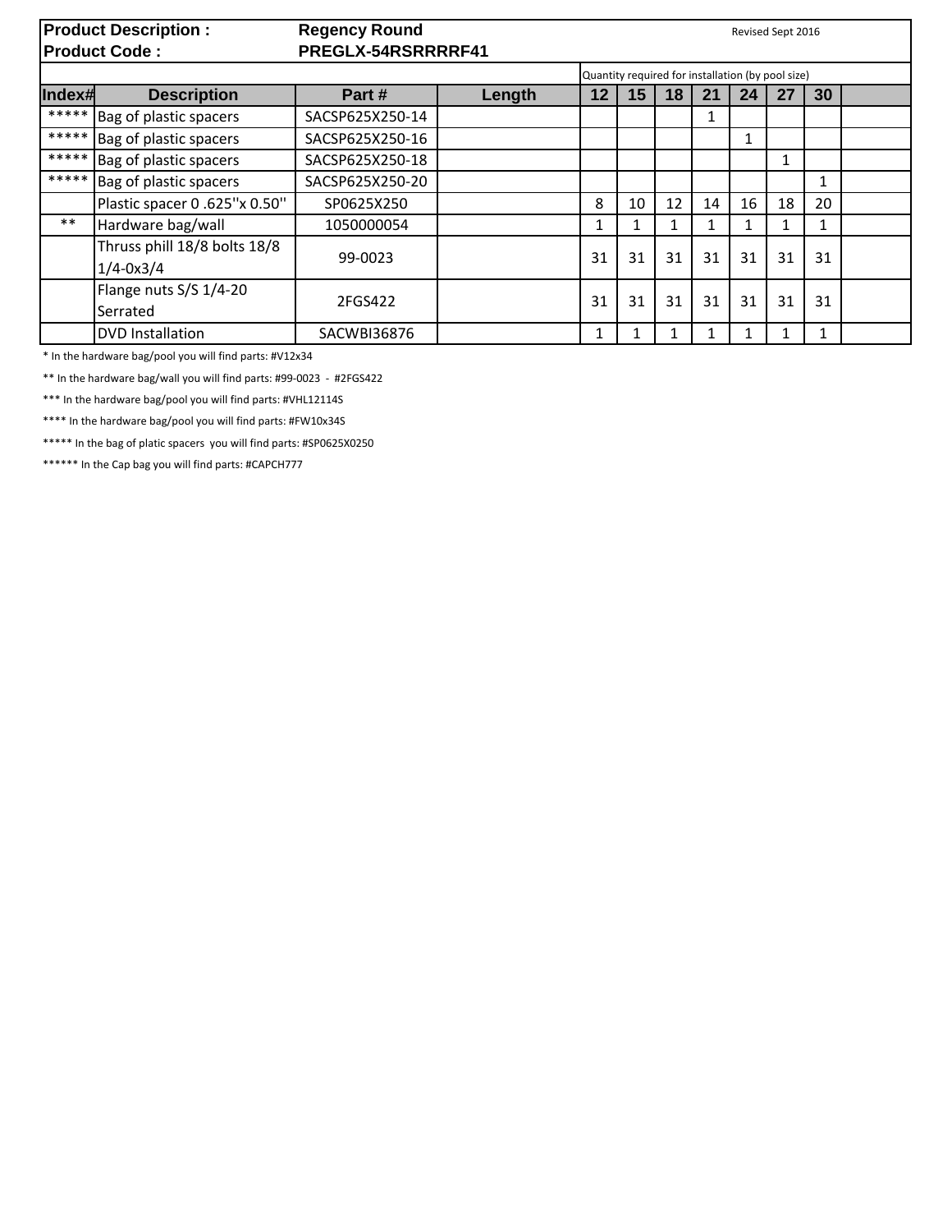| Product Description : | Regency Round | | | | | | | | | | Revised Sept 2016 |
|---|---|---|---|---|---|---|---|---|---|---|---|
| Product Code : | PREGLX-54RSRRRRF41 | | | | | | | | | | |
| | | | | Quantity required for installation (by pool size) | | | | | | | |
| **Index#** | **Description** | **Part #** | **Length** | **12** | **15** | **18** | **21** | **24** | **27** | **30** | |
| ***** | Bag of plastic spacers | SACSP625X250-14 | | | | | 1 | | | | |
| ***** | Bag of plastic spacers | SACSP625X250-16 | | | | | | 1 | | | |
| ***** | Bag of plastic spacers | SACSP625X250-18 | | | | | | | 1 | | |
| ***** | Bag of plastic spacers | SACSP625X250-20 | | | | | | | | 1 | |
| | Plastic spacer 0 .625''x 0.50'' | SP0625X250 | | 8 | 10 | 12 | 14 | 16 | 18 | 20 | |
| ** | Hardware bag/wall | 1050000054 | | 1 | 1 | 1 | 1 | 1 | 1 | 1 | |
| | Thruss phill 18/8 bolts 18/8 1/4-0x3/4 | 99-0023 | | 31 | 31 | 31 | 31 | 31 | 31 | 31 | |
| | Flange nuts S/S 1/4-20 Serrated | 2FGS422 | | 31 | 31 | 31 | 31 | 31 | 31 | 31 | |
| | DVD Installation | SACWBI36876 | | 1 | 1 | 1 | 1 | 1 | 1 | 1 | |

* In the hardware bag/pool you will find parts: #V12x34

** In the hardware bag/wall you will find parts: #99-0023 - #2FGS422

*** In the hardware bag/pool you will find parts: #VHL12114S

**** In the hardware bag/pool you will find parts: #FW10x34S

***** In the bag of platic spacers you will find parts: #SP0625X0250

****** In the Cap bag you will find parts: #CAPCH777